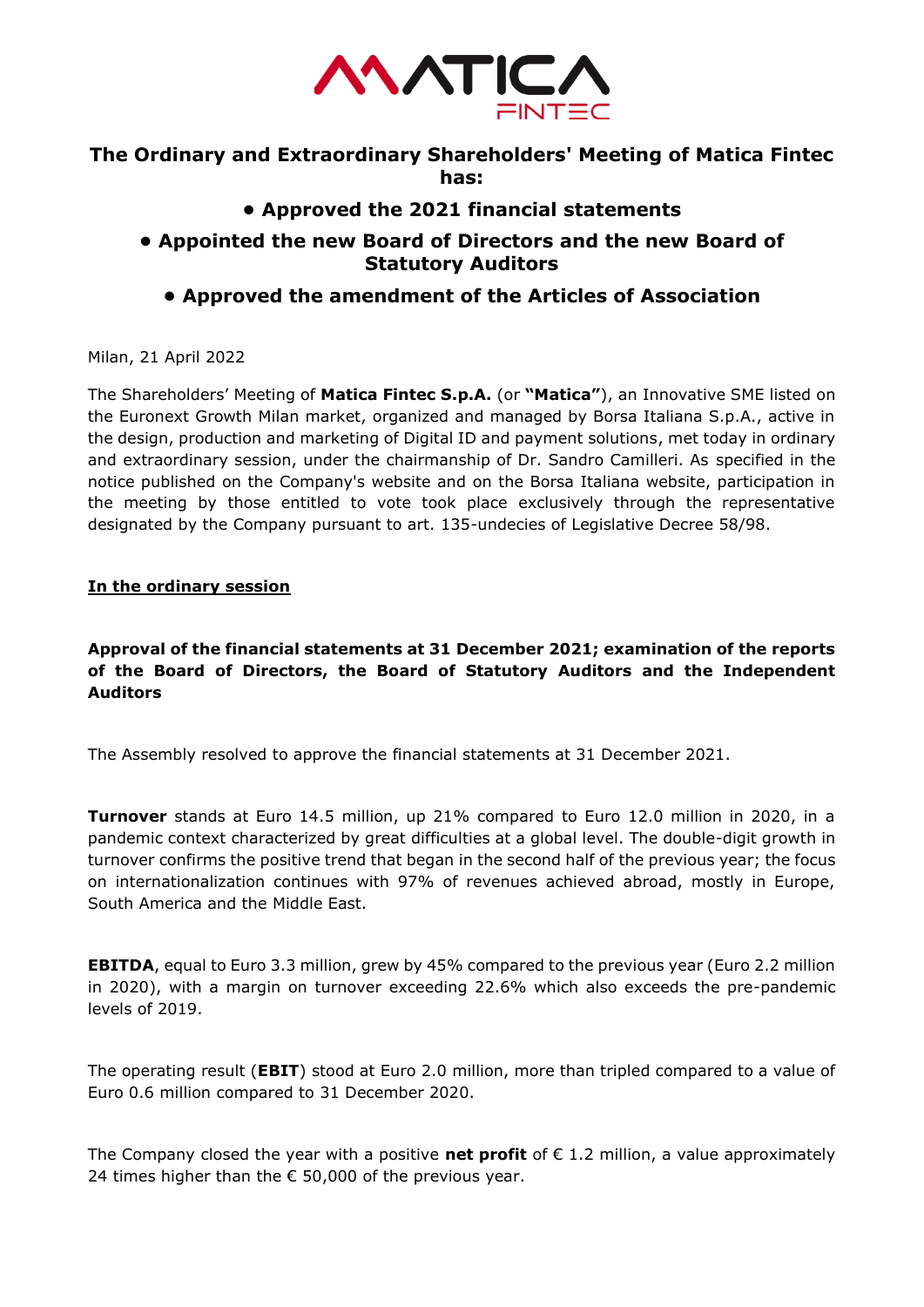## The Ordinary and Extraordinary Shareholders' Meeting of Matica Fintec has:

## • Approved the 2021 financial statements

## • Appointed the new Board of Directors and the new Board of Statutory Auditors

## • Approved the amendment of the Articles of Association

Milan, 21 April 2022

The Shareholders' Meeting of **Matica Fintec S.p.A.** (or **"Matica"**), an Innovative SME listed on the Euronext Growth Milan market, organized and managed by Borsa Italiana S.p.A., active in the design, production and marketing of Digital ID and payment solutions, met today in ordinary and extraordinary session, under the chairmanship of Dr. Sandro Camilleri. As specified in the notice published on the Company's website and on the Borsa Italiana website, participation in the meeting by those entitled to vote took place exclusively through the representative designated by the Company pursuant to art. 135-undecies of Legislative Decree 58/98.

**In the ordinary session**

**Approval of the financial statements at 31 December 2021; examination of the reports of the Board of Directors, the Board of Statutory Auditors and the Independent Auditors**

The Assembly resolved to approve the financial statements at 31 December 2021.

**Turnover** stands at Euro 14.5 million, up 21% compared to Euro 12.0 million in 2020, in a pandemic context characterized by great difficulties at a global level. The double-digit growth in turnover confirms the positive trend that began in the second half of the previous year; the focus on internationalization continues with 97% of revenues achieved abroad, mostly in Europe, South America and the Middle East.

**EBITDA**, equal to Euro 3.3 million, grew by 45% compared to the previous year (Euro 2.2 million in 2020), with a margin on turnover exceeding 22.6% which also exceeds the pre-pandemic levels of 2019.

The operating result (**EBIT**) stood at Euro 2.0 million, more than tripled compared to a value of Euro 0.6 million compared to 31 December 2020.

The Company closed the year with a positive **net profit** of € 1.2 million, a value approximately 24 times higher than the € 50,000 of the previous year.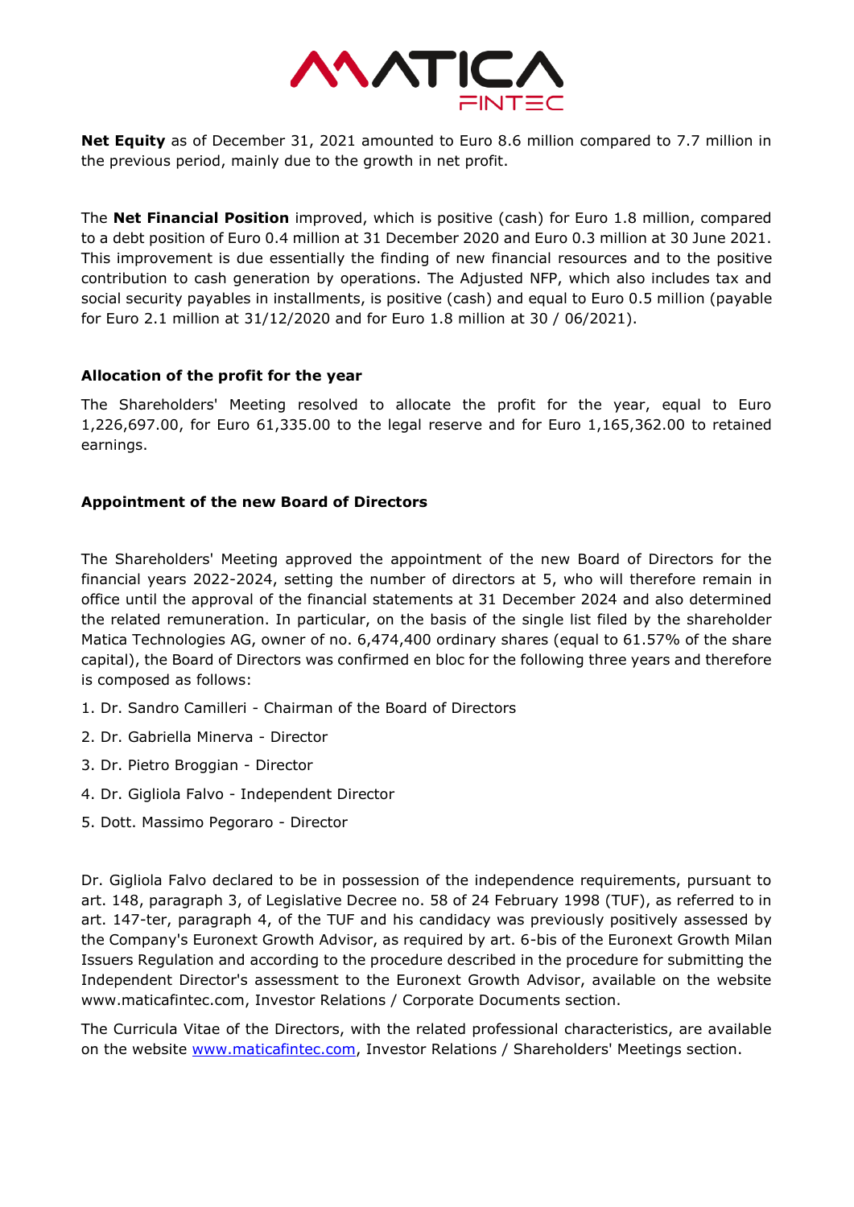**Net Equity** as of December 31, 2021 amounted to Euro 8.6 million compared to 7.7 million in the previous period, mainly due to the growth in net profit.

The **Net Financial Position** improved, which is positive (cash) for Euro 1.8 million, compared to a debt position of Euro 0.4 million at 31 December 2020 and Euro 0.3 million at 30 June 2021. This improvement is due essentially the finding of new financial resources and to the positive contribution to cash generation by operations. The Adjusted NFP, which also includes tax and social security payables in installments, is positive (cash) and equal to Euro 0.5 million (payable for Euro 2.1 million at 31/12/2020 and for Euro 1.8 million at 30 / 06/2021).

### Allocation of the profit for the year

The Shareholders' Meeting resolved to allocate the profit for the year, equal to Euro 1,226,697.00, for Euro 61,335.00 to the legal reserve and for Euro 1,165,362.00 to retained earnings.

### Appointment of the new Board of Directors

The Shareholders' Meeting approved the appointment of the new Board of Directors for the financial years 2022-2024, setting the number of directors at 5, who will therefore remain in office until the approval of the financial statements at 31 December 2024 and also determined the related remuneration. In particular, on the basis of the single list filed by the shareholder Matica Technologies AG, owner of no. 6,474,400 ordinary shares (equal to 61.57% of the share capital), the Board of Directors was confirmed en bloc for the following three years and therefore is composed as follows:

1. Dr. Sandro Camilleri - Chairman of the Board of Directors
2. Dr. Gabriella Minerva - Director
3. Dr. Pietro Broggian - Director
4. Dr. Gigliola Falvo - Independent Director
5. Dott. Massimo Pegoraro - Director

Dr. Gigliola Falvo declared to be in possession of the independence requirements, pursuant to art. 148, paragraph 3, of Legislative Decree no. 58 of 24 February 1998 (TUF), as referred to in art. 147-ter, paragraph 4, of the TUF and his candidacy was previously positively assessed by the Company's Euronext Growth Advisor, as required by art. 6-bis of the Euronext Growth Milan Issuers Regulation and according to the procedure described in the procedure for submitting the Independent Director's assessment to the Euronext Growth Advisor, available on the website www.maticafintec.com, Investor Relations / Corporate Documents section.

The Curricula Vitae of the Directors, with the related professional characteristics, are available on the website www.maticafintec.com, Investor Relations / Shareholders' Meetings section.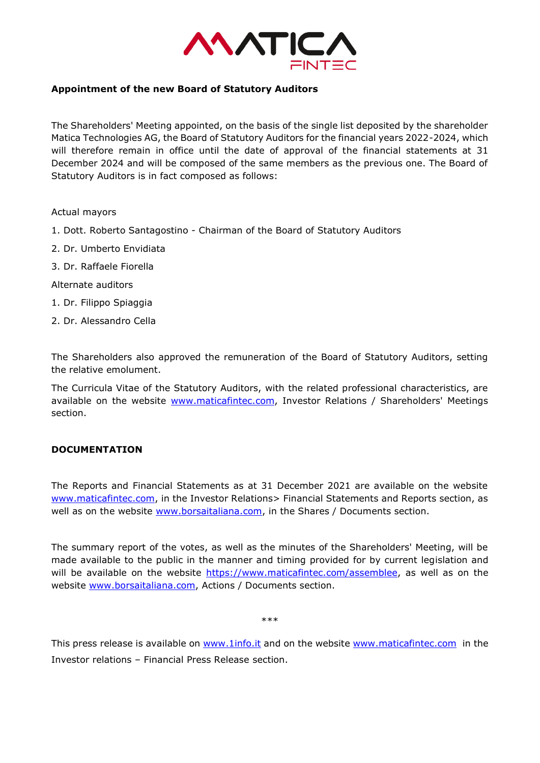**Appointment of the new Board of Statutory Auditors**

The Shareholders' Meeting appointed, on the basis of the single list deposited by the shareholder Matica Technologies AG, the Board of Statutory Auditors for the financial years 2022-2024, which will therefore remain in office until the date of approval of the financial statements at 31 December 2024 and will be composed of the same members as the previous one. The Board of Statutory Auditors is in fact composed as follows:

Actual mayors

1. Dott. Roberto Santagostino - Chairman of the Board of Statutory Auditors
2. Dr. Umberto Envidiata
3. Dr. Raffaele Fiorella

Alternate auditors

1. Dr. Filippo Spiaggia
2. Dr. Alessandro Cella

The Shareholders also approved the remuneration of the Board of Statutory Auditors, setting the relative emolument.

The Curricula Vitae of the Statutory Auditors, with the related professional characteristics, are available on the website www.maticafintec.com, Investor Relations / Shareholders' Meetings section.

**DOCUMENTATION**

The Reports and Financial Statements as at 31 December 2021 are available on the website www.maticafintec.com, in the Investor Relations> Financial Statements and Reports section, as well as on the website www.borsaitaliana.com, in the Shares / Documents section.

The summary report of the votes, as well as the minutes of the Shareholders' Meeting, will be made available to the public in the manner and timing provided for by current legislation and will be available on the website https://www.maticafintec.com/assemblee, as well as on the website www.borsaitaliana.com, Actions / Documents section.

***

This press release is available on www.1info.it and on the website www.maticafintec.com in the Investor relations – Financial Press Release section.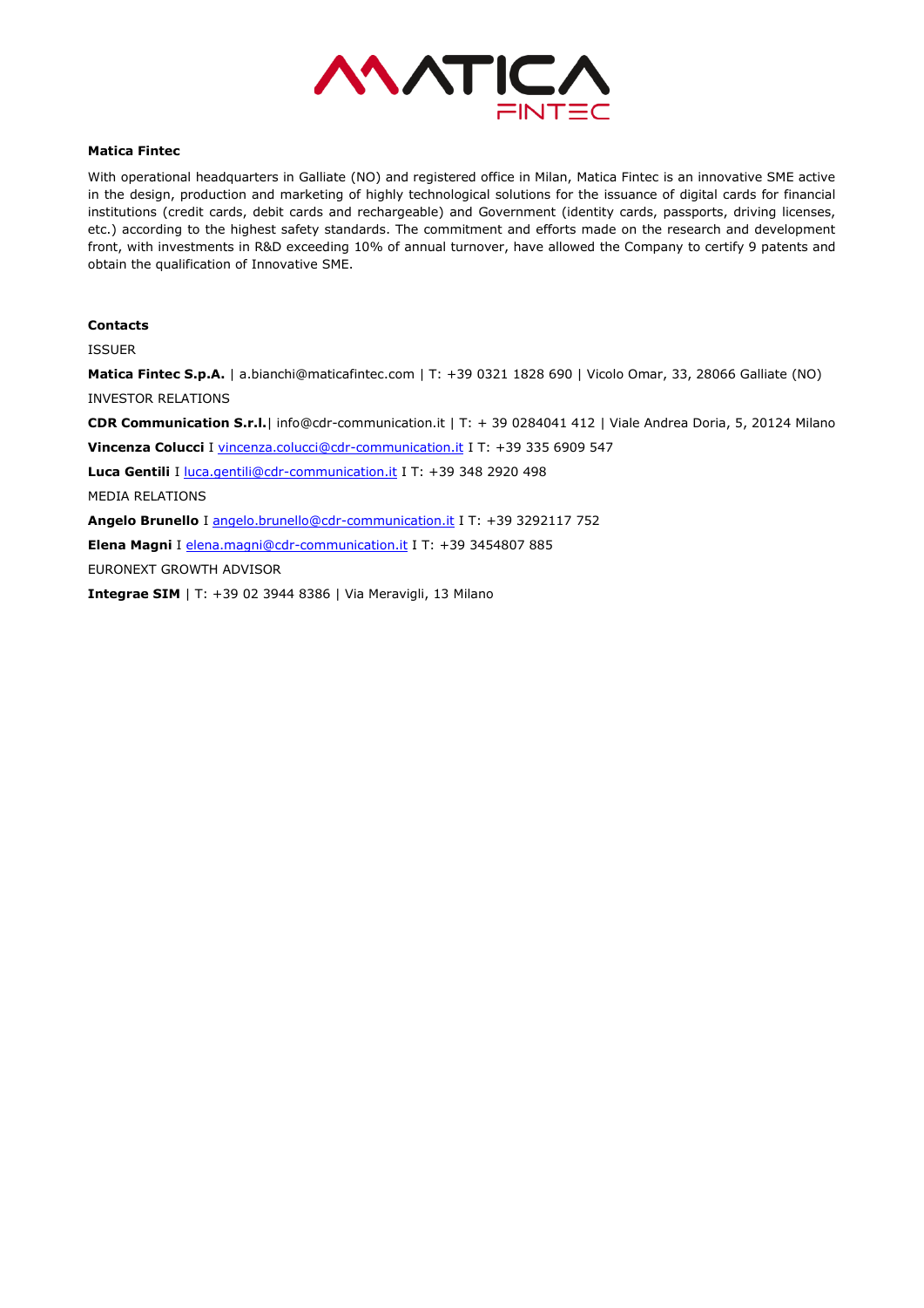**Matica Fintec**

With operational headquarters in Galliate (NO) and registered office in Milan, Matica Fintec is an innovative SME active in the design, production and marketing of highly technological solutions for the issuance of digital cards for financial institutions (credit cards, debit cards and rechargeable) and Government (identity cards, passports, driving licenses, etc.) according to the highest safety standards. The commitment and efforts made on the research and development front, with investments in R&D exceeding 10% of annual turnover, have allowed the Company to certify 9 patents and obtain the qualification of Innovative SME.

**Contacts**

ISSUER

**Matica Fintec S.p.A.** | a.bianchi@maticafintec.com | T: +39 0321 1828 690 | Vicolo Omar, 33, 28066 Galliate (NO)

INVESTOR RELATIONS

**CDR Communication S.r.l.**| info@cdr-communication.it | T: + 39 0284041 412 | Viale Andrea Doria, 5, 20124 Milano

**Vincenza Colucci** I vincenza.colucci@cdr-communication.it I T: +39 335 6909 547

**Luca Gentili** I luca.gentili@cdr-communication.it I T: +39 348 2920 498

MEDIA RELATIONS

**Angelo Brunello** I angelo.brunello@cdr-communication.it I T: +39 3292117 752

**Elena Magni** I elena.magni@cdr-communication.it I T: +39 3454807 885

EURONEXT GROWTH ADVISOR

**Integrae SIM** | T: +39 02 3944 8386 | Via Meravigli, 13 Milano